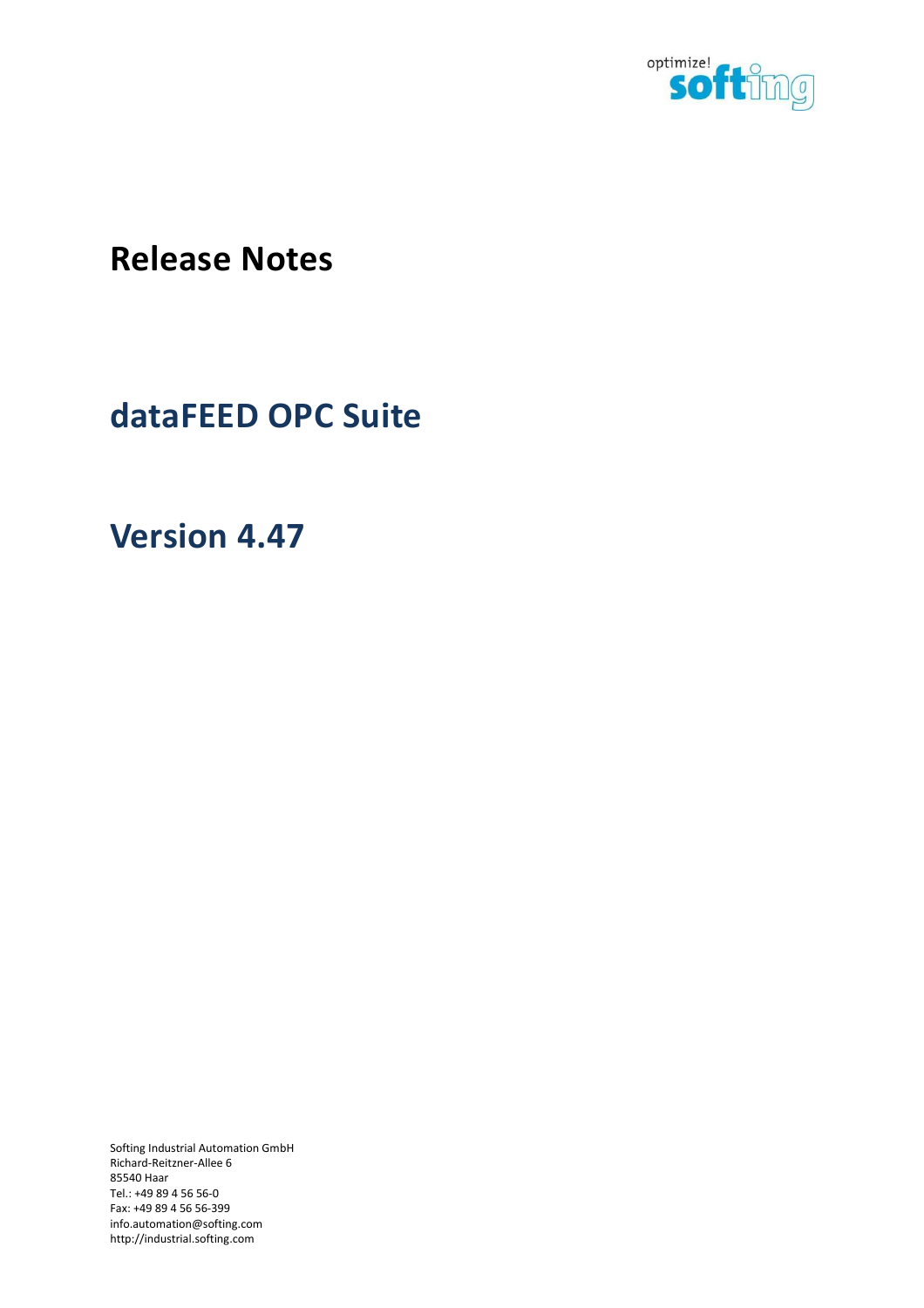# Release Notes

# dataFEED OPC Suite

# Version 4.47

Softing Industrial Automation GmbH
Richard-Reitzner-Allee 6
85540 Haar
Tel.: +49 89 4 56 56-0
Fax: +49 89 4 56 56-399
info.automation@softing.com
http://industrial.softing.com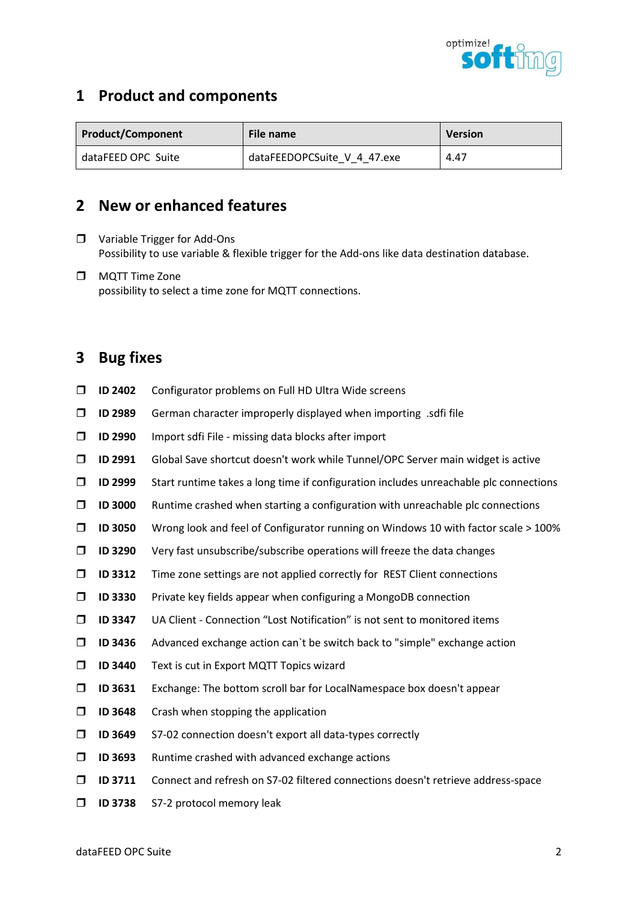## 1 Product and components

| Product/Component | File name | Version |
|---|---|---|
| dataFEED OPC Suite | dataFEEDOPCSuite_V_4_47.exe | 4.47 |

## 2 New or enhanced features

- Variable Trigger for Add-Ons
  Possibility to use variable & flexible trigger for the Add-ons like data destination database.
- MQTT Time Zone
  possibility to select a time zone for MQTT connections.

## 3 Bug fixes

- **ID 2402** Configurator problems on Full HD Ultra Wide screens
- **ID 2989** German character improperly displayed when importing .sdfi file
- **ID 2990** Import sdfi File - missing data blocks after import
- **ID 2991** Global Save shortcut doesn't work while Tunnel/OPC Server main widget is active
- **ID 2999** Start runtime takes a long time if configuration includes unreachable plc connections
- **ID 3000** Runtime crashed when starting a configuration with unreachable plc connections
- **ID 3050** Wrong look and feel of Configurator running on Windows 10 with factor scale > 100%
- **ID 3290** Very fast unsubscribe/subscribe operations will freeze the data changes
- **ID 3312** Time zone settings are not applied correctly for REST Client connections
- **ID 3330** Private key fields appear when configuring a MongoDB connection
- **ID 3347** UA Client - Connection “Lost Notification” is not sent to monitored items
- **ID 3436** Advanced exchange action can`t be switch back to "simple" exchange action
- **ID 3440** Text is cut in Export MQTT Topics wizard
- **ID 3631** Exchange: The bottom scroll bar for LocalNamespace box doesn't appear
- **ID 3648** Crash when stopping the application
- **ID 3649** S7-02 connection doesn't export all data-types correctly
- **ID 3693** Runtime crashed with advanced exchange actions
- **ID 3711** Connect and refresh on S7-02 filtered connections doesn't retrieve address-space
- **ID 3738** S7-2 protocol memory leak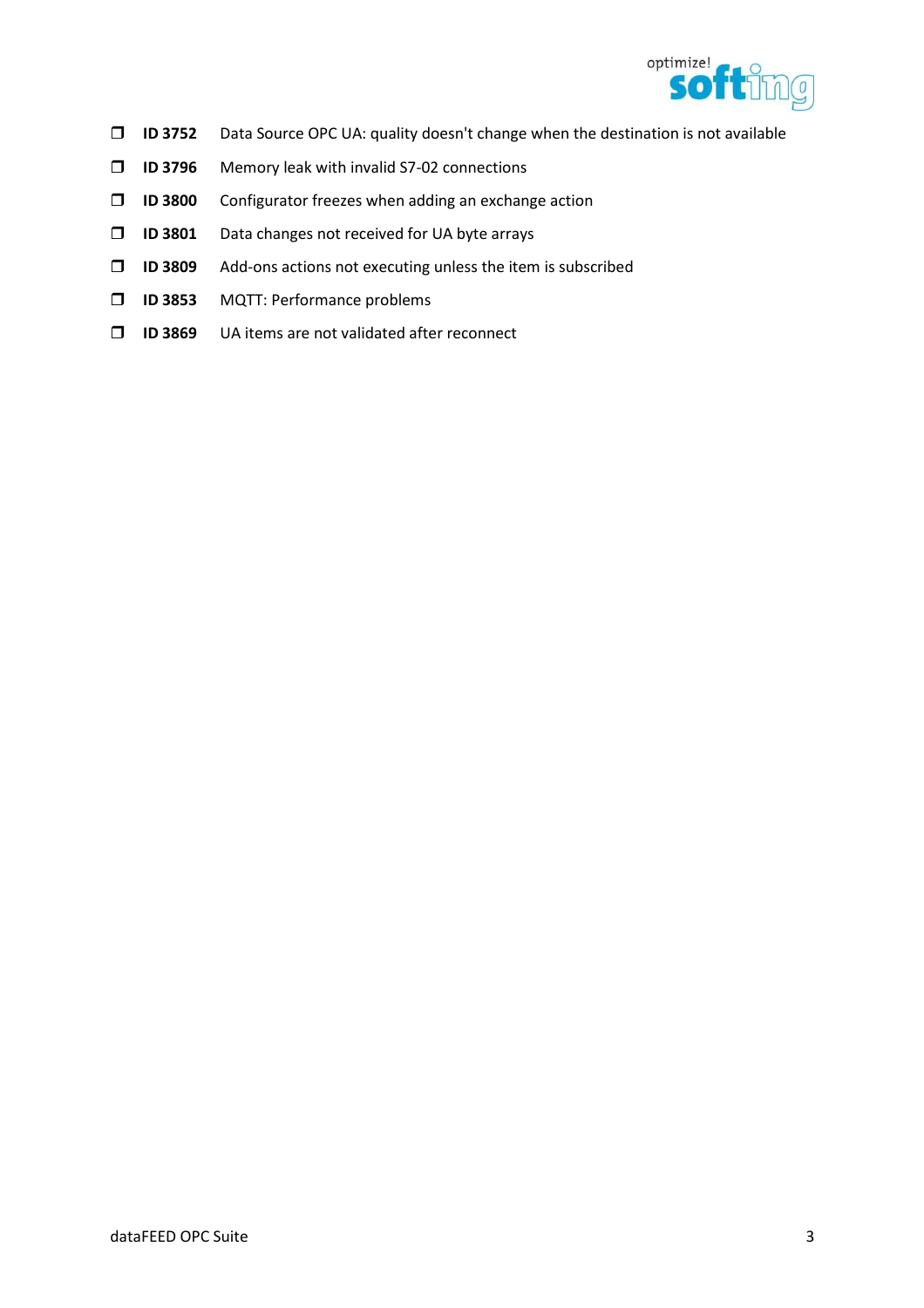- **ID 3752** Data Source OPC UA: quality doesn't change when the destination is not available
- **ID 3796** Memory leak with invalid S7-02 connections
- **ID 3800** Configurator freezes when adding an exchange action
- **ID 3801** Data changes not received for UA byte arrays
- **ID 3809** Add-ons actions not executing unless the item is subscribed
- **ID 3853** MQTT: Performance problems
- **ID 3869** UA items are not validated after reconnect